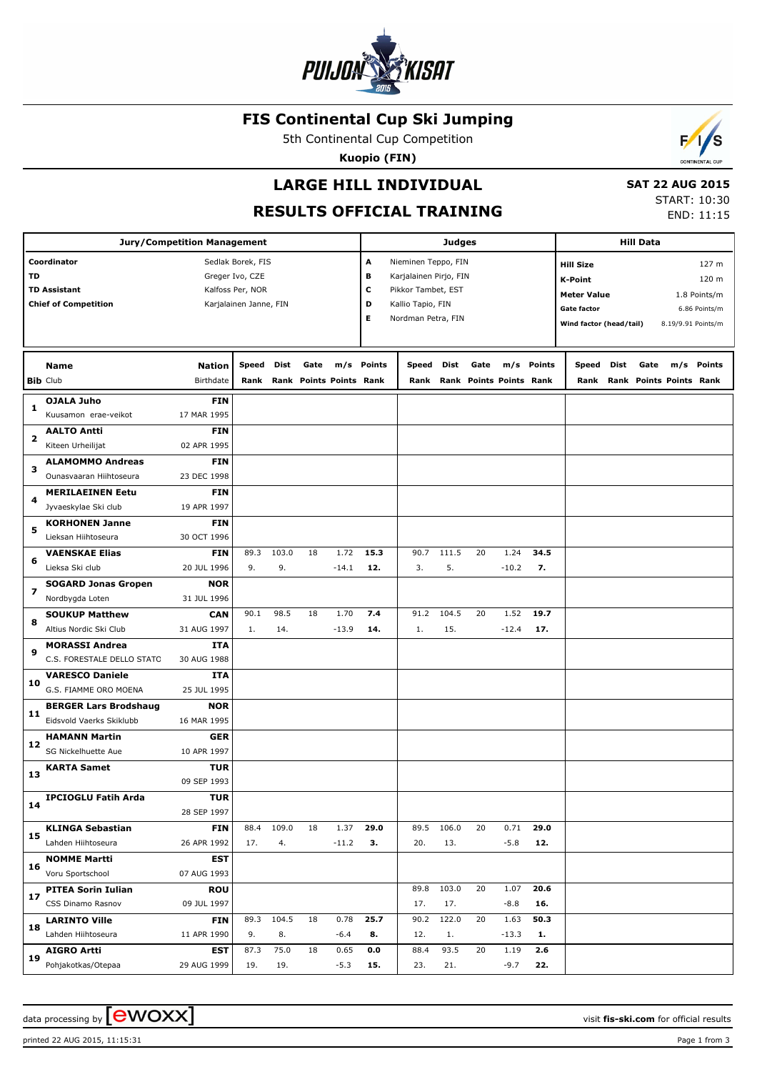# FIS Continental Cup Ski Jumping

5th Continental Cup Competition

**Kuopio (FIN)**

## LARGE HILL INDIVIDUAL

## RESULTS OFFICIAL TRAINING

**SAT 22 AUG 2015**

START: 10:30

END: 11:15

| Jury/Competition Management | | Judges | | Hill Data | |
|---|---|---|---|---|---|
| Coordinator | Sedlak Borek, FIS | A | Nieminen Teppo, FIN | Hill Size | 127 m |
| TD | Greger Ivo, CZE | B | Karjalainen Pirjo, FIN | K-Point | 120 m |
| TD Assistant | Kalfoss Per, NOR | C | Pikkor Tambet, EST | Meter Value | 1.8 Points/m |
| Chief of Competition | Karjalainen Janne, FIN | D | Kallio Tapio, FIN | Gate factor | 6.86 Points/m |
| | | E | Nordman Petra, FIN | Wind factor (head/tail) | 8.19/9.91 Points/m |

| Bib | Name / Club | Nation / Birthdate | Speed / Rank | Dist / Rank | Gate / Points | m/s / Points | Points / Rank | Speed / Rank | Dist / Rank | Gate / Points | m/s / Points | Points / Rank | Speed / Rank | Dist / Rank | Gate / Points | m/s / Points | Points / Rank |
|---|---|---|---|---|---|---|---|---|---|---|---|---|---|---|---|---|---|
| 1 | OJALA Juho<br>Kuusamon erae-veikot | FIN<br>17 MAR 1995 | | | | | | | | | | | | | | | |
| 2 | AALTO Antti<br>Kiteen Urheilijat | FIN<br>02 APR 1995 | | | | | | | | | | | | | | | |
| 3 | ALAMOMMO Andreas<br>Ounasvaaran Hiihtoseura | FIN<br>23 DEC 1998 | | | | | | | | | | | | | | | |
| 4 | MERILAEINEN Eetu<br>Jyvaeskylae Ski club | FIN<br>19 APR 1997 | | | | | | | | | | | | | | | |
| 5 | KORHONEN Janne<br>Lieksan Hiihtoseura | FIN<br>30 OCT 1996 | | | | | | | | | | | | | | | |
| 6 | VAENSKAE Elias<br>Lieksa Ski club | FIN<br>20 JUL 1996 | 89.3<br>9. | 103.0<br>9. | 18 | 1.72<br>-14.1 | 15.3<br>12. | 90.7<br>3. | 111.5<br>5. | 20 | 1.24<br>-10.2 | 34.5<br>7. | | | | | |
| 7 | SOGARD Jonas Gropen<br>Nordbygda Loten | NOR<br>31 JUL 1996 | | | | | | | | | | | | | | | |
| 8 | SOUKUP Matthew<br>Altius Nordic Ski Club | CAN<br>31 AUG 1997 | 90.1<br>1. | 98.5<br>14. | 18 | 1.70<br>-13.9 | 7.4<br>14. | 91.2<br>1. | 104.5<br>15. | 20 | 1.52<br>-12.4 | 19.7<br>17. | | | | | |
| 9 | MORASSI Andrea<br>C.S. FORESTALE DELLO STATO | ITA<br>30 AUG 1988 | | | | | | | | | | | | | | | |
| 10 | VARESCO Daniele<br>G.S. FIAMME ORO MOENA | ITA<br>25 JUL 1995 | | | | | | | | | | | | | | | |
| 11 | BERGER Lars Brodshaug<br>Eidsvold Vaerks Skiklubb | NOR<br>16 MAR 1995 | | | | | | | | | | | | | | | |
| 12 | HAMANN Martin<br>SG Nickelhuette Aue | GER<br>10 APR 1997 | | | | | | | | | | | | | | | |
| 13 | KARTA Samet | TUR<br>09 SEP 1993 | | | | | | | | | | | | | | | |
| 14 | IPCIOGLU Fatih Arda | TUR<br>28 SEP 1997 | | | | | | | | | | | | | | | |
| 15 | KLINGA Sebastian<br>Lahden Hiihtoseura | FIN<br>26 APR 1992 | 88.4<br>17. | 109.0<br>4. | 18 | 1.37<br>-11.2 | 29.0<br>3. | 89.5<br>20. | 106.0<br>13. | 20 | 0.71<br>-5.8 | 29.0<br>12. | | | | | |
| 16 | NOMME Martti<br>Voru Sportschool | EST<br>07 AUG 1993 | | | | | | | | | | | | | | | |
| 17 | PITEA Sorin Iulian<br>CSS Dinamo Rasnov | ROU<br>09 JUL 1997 | | | | | | 89.8<br>17. | 103.0<br>17. | 20 | 1.07<br>-8.8 | 20.6<br>16. | | | | | |
| 18 | LARINTO Ville<br>Lahden Hiihtoseura | FIN<br>11 APR 1990 | 89.3<br>9. | 104.5<br>8. | 18 | 0.78<br>-6.4 | 25.7<br>8. | 90.2<br>12. | 122.0<br>1. | 20 | 1.63<br>-13.3 | 50.3<br>1. | | | | | |
| 19 | AIGRO Artti<br>Pohjakotkas/Otepaa | EST<br>29 AUG 1999 | 87.3<br>19. | 75.0<br>19. | 18 | 0.65<br>-5.3 | 0.0<br>15. | 88.4<br>23. | 93.5<br>21. | 20 | 1.19<br>-9.7 | 2.6<br>22. | | | | | |

data processing by ewoxx — visit fis-ski.com for official results

printed 22 AUG 2015, 11:15:31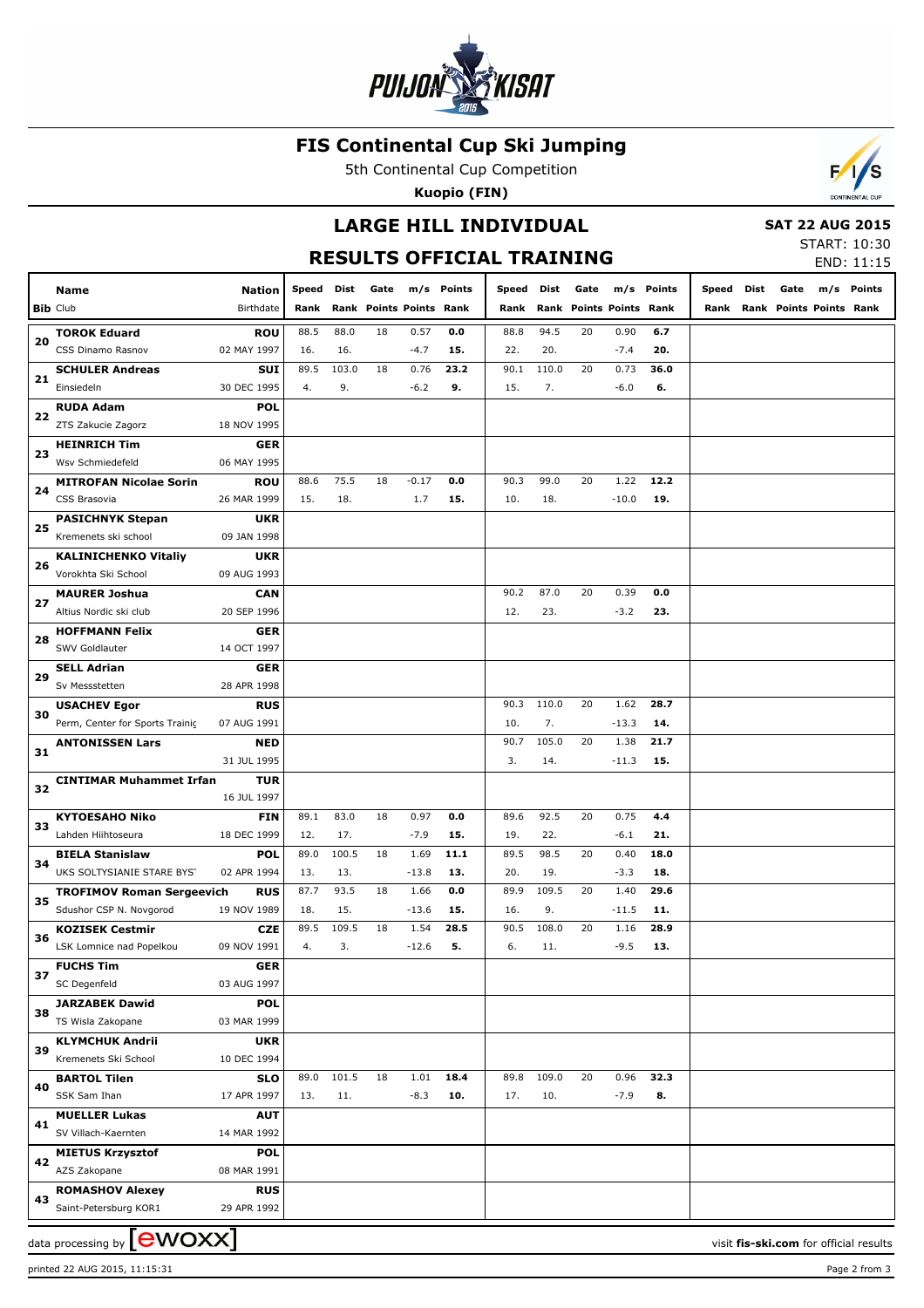# FIS Continental Cup Ski Jumping

5th Continental Cup Competition

**Kuopio (FIN)**

## LARGE HILL INDIVIDUAL

**SAT 22 AUG 2015**

START: 10:30

END: 11:15

## RESULTS OFFICIAL TRAINING

| Bib | Name / Club | Nation / Birthdate | Speed / Rank | Dist / Rank | Gate / Points | m/s / Points | Points / Rank | Speed / Rank | Dist / Rank | Gate / Points | m/s / Points | Points / Rank | Speed / Rank | Dist / Rank | Gate / Points | m/s / Points | Points / Rank |
|---|---|---|---|---|---|---|---|---|---|---|---|---|---|---|---|---|---|
| 20 | **TOROK Eduard** | **ROU** | 88.5 | 88.0 | 18 | 0.57 | **0.0** | 88.8 | 94.5 | 20 | 0.90 | **6.7** | | | | | |
| | CSS Dinamo Rasnov | 02 MAY 1997 | 16. | 16. | | -4.7 | **15.** | 22. | 20. | | -7.4 | **20.** | | | | | |
| 21 | **SCHULER Andreas** | **SUI** | 89.5 | 103.0 | 18 | 0.76 | **23.2** | 90.1 | 110.0 | 20 | 0.73 | **36.0** | | | | | |
| | Einsiedeln | 30 DEC 1995 | 4. | 9. | | -6.2 | **9.** | 15. | 7. | | -6.0 | **6.** | | | | | |
| 22 | **RUDA Adam** | **POL** | | | | | | | | | | | | | | | |
| | ZTS Zakucie Zagorz | 18 NOV 1995 | | | | | | | | | | | | | | | |
| 23 | **HEINRICH Tim** | **GER** | | | | | | | | | | | | | | | |
| | Wsv Schmiedefeld | 06 MAY 1995 | | | | | | | | | | | | | | | |
| 24 | **MITROFAN Nicolae Sorin** | **ROU** | 88.6 | 75.5 | 18 | -0.17 | **0.0** | 90.3 | 99.0 | 20 | 1.22 | **12.2** | | | | | |
| | CSS Brasovia | 26 MAR 1999 | 15. | 18. | | 1.7 | **15.** | 10. | 18. | | -10.0 | **19.** | | | | | |
| 25 | **PASICHNYK Stepan** | **UKR** | | | | | | | | | | | | | | | |
| | Kremenets ski school | 09 JAN 1998 | | | | | | | | | | | | | | | |
| 26 | **KALINICHENKO Vitaliy** | **UKR** | | | | | | | | | | | | | | | |
| | Vorokhta Ski School | 09 AUG 1993 | | | | | | | | | | | | | | | |
| 27 | **MAURER Joshua** | **CAN** | | | | | | 90.2 | 87.0 | 20 | 0.39 | **0.0** | | | | | |
| | Altius Nordic ski club | 20 SEP 1996 | | | | | | 12. | 23. | | -3.2 | **23.** | | | | | |
| 28 | **HOFFMANN Felix** | **GER** | | | | | | | | | | | | | | | |
| | SWV Goldlauter | 14 OCT 1997 | | | | | | | | | | | | | | | |
| 29 | **SELL Adrian** | **GER** | | | | | | | | | | | | | | | |
| | Sv Messstetten | 28 APR 1998 | | | | | | | | | | | | | | | |
| 30 | **USACHEV Egor** | **RUS** | | | | | | 90.3 | 110.0 | 20 | 1.62 | **28.7** | | | | | |
| | Perm, Center for Sports Trainig | 07 AUG 1991 | | | | | | 10. | 7. | | -13.3 | **14.** | | | | | |
| 31 | **ANTONISSEN Lars** | **NED** | | | | | | 90.7 | 105.0 | 20 | 1.38 | **21.7** | | | | | |
| | | 31 JUL 1995 | | | | | | 3. | 14. | | -11.3 | **15.** | | | | | |
| 32 | **CINTIMAR Muhammet Irfan** | **TUR** | | | | | | | | | | | | | | | |
| | | 16 JUL 1997 | | | | | | | | | | | | | | | |
| 33 | **KYTOESAHO Niko** | **FIN** | 89.1 | 83.0 | 18 | 0.97 | **0.0** | 89.6 | 92.5 | 20 | 0.75 | **4.4** | | | | | |
| | Lahden Hiihtoseura | 18 DEC 1999 | 12. | 17. | | -7.9 | **15.** | 19. | 22. | | -6.1 | **21.** | | | | | |
| 34 | **BIELA Stanislaw** | **POL** | 89.0 | 100.5 | 18 | 1.69 | **11.1** | 89.5 | 98.5 | 20 | 0.40 | **18.0** | | | | | |
| | UKS SOLTYSIANIE STARE BYST | 02 APR 1994 | 13. | 13. | | -13.8 | **13.** | 20. | 19. | | -3.3 | **18.** | | | | | |
| 35 | **TROFIMOV Roman Sergeevich** | **RUS** | 87.7 | 93.5 | 18 | 1.66 | **0.0** | 89.9 | 109.5 | 20 | 1.40 | **29.6** | | | | | |
| | Sdushor CSP N. Novgorod | 19 NOV 1989 | 18. | 15. | | -13.6 | **15.** | 16. | 9. | | -11.5 | **11.** | | | | | |
| 36 | **KOZISEK Cestmir** | **CZE** | 89.5 | 109.5 | 18 | 1.54 | **28.5** | 90.5 | 108.0 | 20 | 1.16 | **28.9** | | | | | |
| | LSK Lomnice nad Popelkou | 09 NOV 1991 | 4. | 3. | | -12.6 | **5.** | 6. | 11. | | -9.5 | **13.** | | | | | |
| 37 | **FUCHS Tim** | **GER** | | | | | | | | | | | | | | | |
| | SC Degenfeld | 03 AUG 1997 | | | | | | | | | | | | | | | |
| 38 | **JARZABEK Dawid** | **POL** | | | | | | | | | | | | | | | |
| | TS Wisla Zakopane | 03 MAR 1999 | | | | | | | | | | | | | | | |
| 39 | **KLYMCHUK Andrii** | **UKR** | | | | | | | | | | | | | | | |
| | Kremenets Ski School | 10 DEC 1994 | | | | | | | | | | | | | | | |
| 40 | **BARTOL Tilen** | **SLO** | 89.0 | 101.5 | 18 | 1.01 | **18.4** | 89.8 | 109.0 | 20 | 0.96 | **32.3** | | | | | |
| | SSK Sam Ihan | 17 APR 1997 | 13. | 11. | | -8.3 | **10.** | 17. | 10. | | -7.9 | **8.** | | | | | |
| 41 | **MUELLER Lukas** | **AUT** | | | | | | | | | | | | | | | |
| | SV Villach-Kaernten | 14 MAR 1992 | | | | | | | | | | | | | | | |
| 42 | **MIETUS Krzysztof** | **POL** | | | | | | | | | | | | | | | |
| | AZS Zakopane | 08 MAR 1991 | | | | | | | | | | | | | | | |
| 43 | **ROMASHOV Alexey** | **RUS** | | | | | | | | | | | | | | | |
| | Saint-Petersburg KOR1 | 29 APR 1992 | | | | | | | | | | | | | | | |

data processing by ewoxx — visit **fis-ski.com** for official results

printed 22 AUG 2015, 11:15:31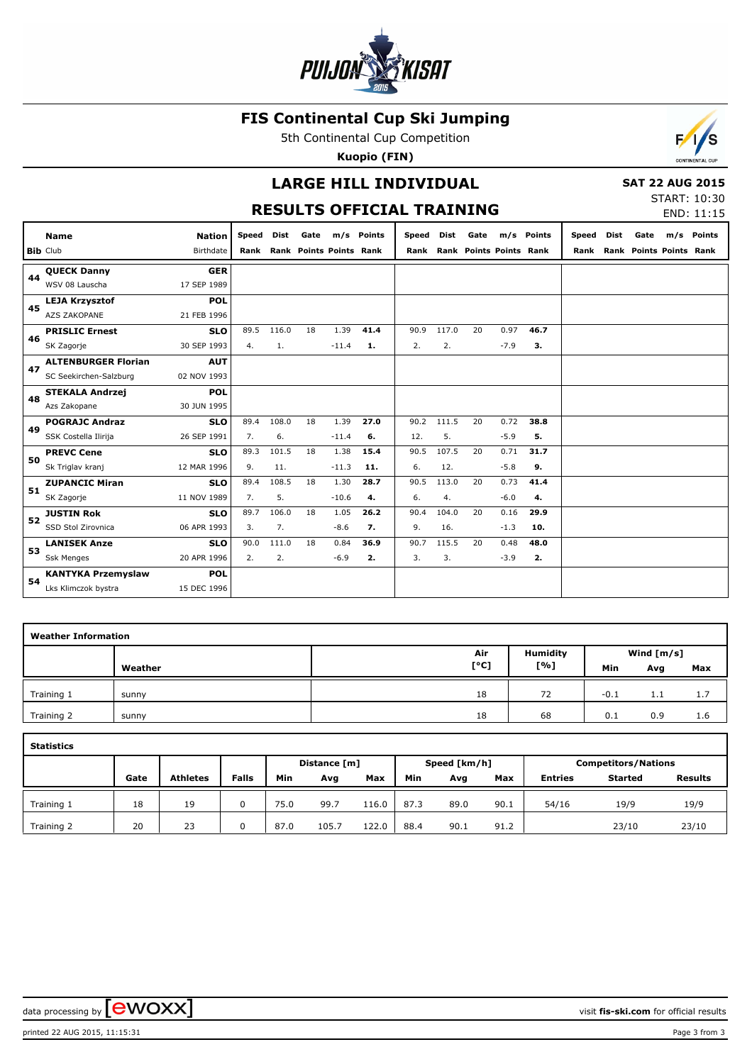# FIS Continental Cup Ski Jumping

5th Continental Cup Competition

**Kuopio (FIN)**

## LARGE HILL INDIVIDUAL

**SAT 22 AUG 2015**

START: 10:30

END: 11:15

## RESULTS OFFICIAL TRAINING

| Bib | Name / Club | Nation / Birthdate | Speed / Rank | Dist / Rank | Gate / Points | m/s / Points | Points / Rank | Speed / Rank | Dist / Rank | Gate / Points | m/s / Points | Points / Rank | Speed / Rank | Dist / Rank | Gate / Points | m/s / Points | Points / Rank |
|---|---|---|---|---|---|---|---|---|---|---|---|---|---|---|---|---|---|
| 44 | **QUECK Danny** WSV 08 Lauscha | **GER** 17 SEP 1989 | | | | | | | | | | | | | | | |
| 45 | **LEJA Krzysztof** AZS ZAKOPANE | **POL** 21 FEB 1996 | | | | | | | | | | | | | | | |
| 46 | **PRISLIC Ernest** SK Zagorje | **SLO** 30 SEP 1993 | 89.5 4. | 116.0 1. | 18 | 1.39 -11.4 | **41.4** **1.** | 90.9 2. | 117.0 2. | 20 | 0.97 -7.9 | **46.7** **3.** | | | | | |
| 47 | **ALTENBURGER Florian** SC Seekirchen-Salzburg | **AUT** 02 NOV 1993 | | | | | | | | | | | | | | | |
| 48 | **STEKALA Andrzej** Azs Zakopane | **POL** 30 JUN 1995 | | | | | | | | | | | | | | | |
| 49 | **POGRAJC Andraz** SSK Costella Ilirija | **SLO** 26 SEP 1991 | 89.4 7. | 108.0 6. | 18 | 1.39 -11.4 | **27.0** **6.** | 90.2 12. | 111.5 5. | 20 | 0.72 -5.9 | **38.8** **5.** | | | | | |
| 50 | **PREVC Cene** Sk Triglav kranj | **SLO** 12 MAR 1996 | 89.3 9. | 101.5 11. | 18 | 1.38 -11.3 | **15.4** **11.** | 90.5 6. | 107.5 12. | 20 | 0.71 -5.8 | **31.7** **9.** | | | | | |
| 51 | **ZUPANCIC Miran** SK Zagorje | **SLO** 11 NOV 1989 | 89.4 7. | 108.5 5. | 18 | 1.30 -10.6 | **28.7** **4.** | 90.5 6. | 113.0 4. | 20 | 0.73 -6.0 | **41.4** **4.** | | | | | |
| 52 | **JUSTIN Rok** SSD Stol Zirovnica | **SLO** 06 APR 1993 | 89.7 3. | 106.0 7. | 18 | 1.05 -8.6 | **26.2** **7.** | 90.4 9. | 104.0 16. | 20 | 0.16 -1.3 | **29.9** **10.** | | | | | |
| 53 | **LANISEK Anze** Ssk Menges | **SLO** 20 APR 1996 | 90.0 2. | 111.0 2. | 18 | 0.84 -6.9 | **36.9** **2.** | 90.7 3. | 115.5 3. | 20 | 0.48 -3.9 | **48.0** **2.** | | | | | |
| 54 | **KANTYKA Przemyslaw** Lks Klimczok bystra | **POL** 15 DEC 1996 | | | | | | | | | | | | | | | |

### Weather Information

| | Weather | Air [°C] | Humidity [%] | Wind [m/s] Min | Avg | Max |
|---|---|---|---|---|---|---|
| Training 1 | sunny | 18 | 72 | -0.1 | 1.1 | 1.7 |
| Training 2 | sunny | 18 | 68 | 0.1 | 0.9 | 1.6 |

### Statistics

| | Gate | Athletes | Falls | Distance [m] Min | Avg | Max | Speed [km/h] Min | Avg | Max | Competitors/Nations Entries | Started | Results |
|---|---|---|---|---|---|---|---|---|---|---|---|---|
| Training 1 | 18 | 19 | 0 | 75.0 | 99.7 | 116.0 | 87.3 | 89.0 | 90.1 | 54/16 | 19/9 | 19/9 |
| Training 2 | 20 | 23 | 0 | 87.0 | 105.7 | 122.0 | 88.4 | 90.1 | 91.2 | | 23/10 | 23/10 |

data processing by ewoxx

visit **fis-ski.com** for official results

printed 22 AUG 2015, 11:15:31